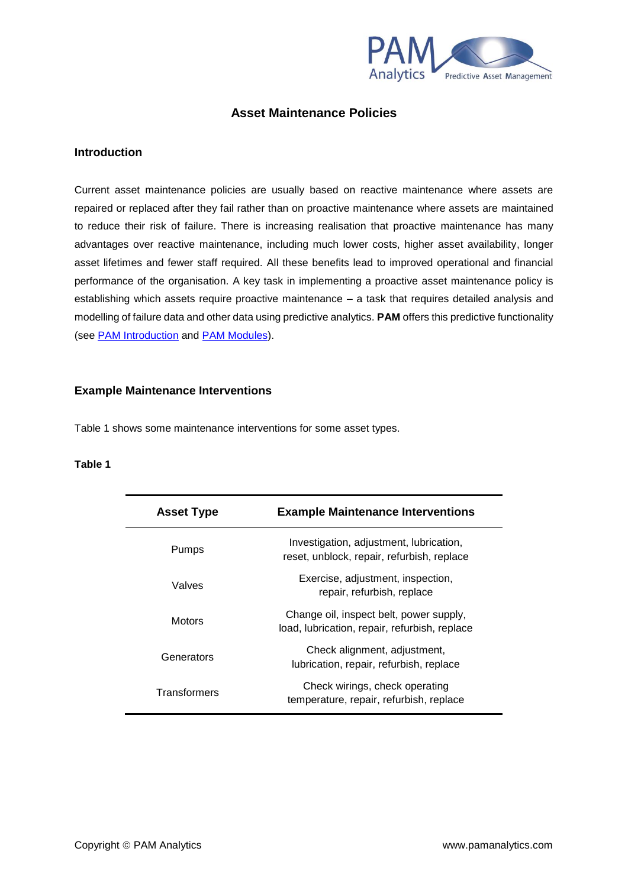# Asset Maintenance Policies

## Introduction

Current asset maintenance policies are usually based on reactive maintenance where assets are repaired or replaced after they fail rather than on proactive maintenance where assets are maintained to reduce their risk of failure. There is increasing realisation that proactive maintenance has many advantages over reactive maintenance, including much lower costs, higher asset availability, longer asset lifetimes and fewer staff required. All these benefits lead to improved operational and financial performance of the organisation. A key task in implementing a proactive asset maintenance policy is establishing which assets require proactive maintenance – a task that requires detailed analysis and modelling of failure data and other data using predictive analytics. **PAM** offers this predictive functionality (see PAM Introduction and PAM Modules).

## Example Maintenance Interventions

Table 1 shows some maintenance interventions for some asset types.

**Table 1**

| Asset Type | Example Maintenance Interventions |
|---|---|
| Pumps | Investigation, adjustment, lubrication, reset, unblock, repair, refurbish, replace |
| Valves | Exercise, adjustment, inspection, repair, refurbish, replace |
| Motors | Change oil, inspect belt, power supply, load, lubrication, repair, refurbish, replace |
| Generators | Check alignment, adjustment, lubrication, repair, refurbish, replace |
| Transformers | Check wirings, check operating temperature, repair, refurbish, replace |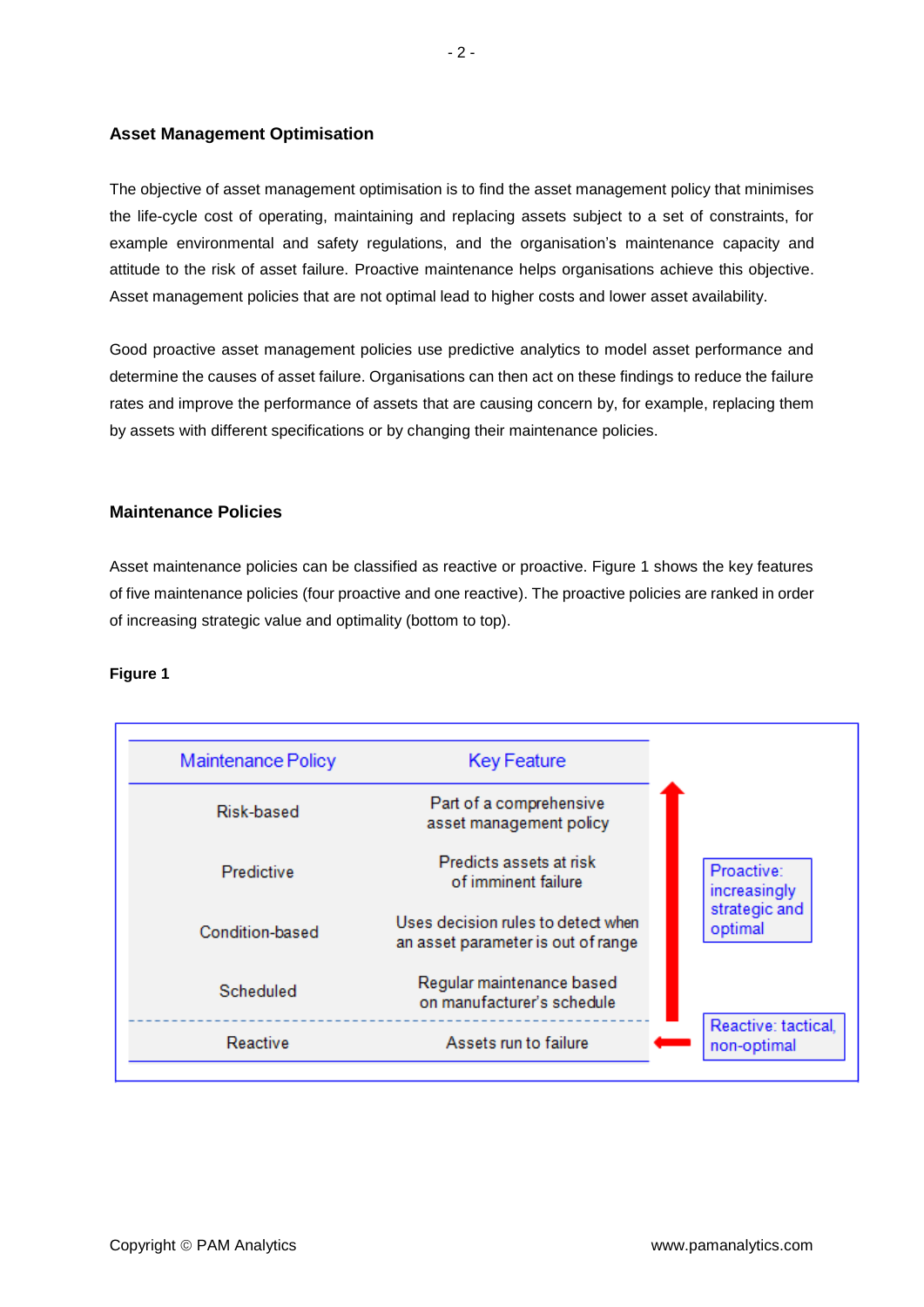## Asset Management Optimisation

The objective of asset management optimisation is to find the asset management policy that minimises the life-cycle cost of operating, maintaining and replacing assets subject to a set of constraints, for example environmental and safety regulations, and the organisation's maintenance capacity and attitude to the risk of asset failure. Proactive maintenance helps organisations achieve this objective. Asset management policies that are not optimal lead to higher costs and lower asset availability.

Good proactive asset management policies use predictive analytics to model asset performance and determine the causes of asset failure. Organisations can then act on these findings to reduce the failure rates and improve the performance of assets that are causing concern by, for example, replacing them by assets with different specifications or by changing their maintenance policies.

## Maintenance Policies

Asset maintenance policies can be classified as reactive or proactive. Figure 1 shows the key features of five maintenance policies (four proactive and one reactive). The proactive policies are ranked in order of increasing strategic value and optimality (bottom to top).

**Figure 1**

| Maintenance Policy | Key Feature | |
|---|---|---|
| Risk-based | Part of a comprehensive asset management policy | Proactive: increasingly strategic and optimal |
| Predictive | Predicts assets at risk of imminent failure | |
| Condition-based | Uses decision rules to detect when an asset parameter is out of range | |
| Scheduled | Regular maintenance based on manufacturer's schedule | |
| Reactive | Assets run to failure | Reactive: tactical, non-optimal |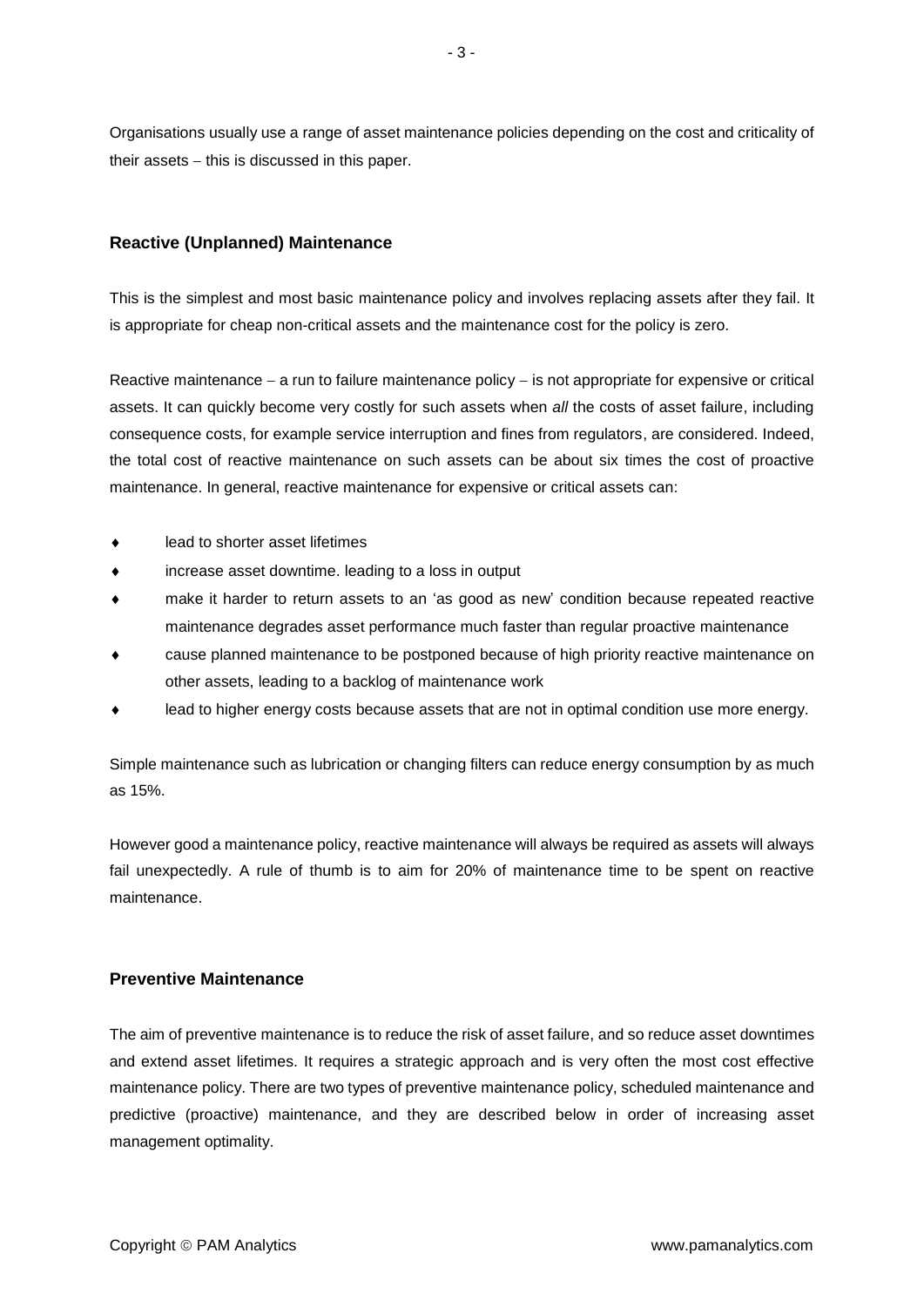Organisations usually use a range of asset maintenance policies depending on the cost and criticality of their assets – this is discussed in this paper.

## Reactive (Unplanned) Maintenance

This is the simplest and most basic maintenance policy and involves replacing assets after they fail. It is appropriate for cheap non-critical assets and the maintenance cost for the policy is zero.

Reactive maintenance – a run to failure maintenance policy – is not appropriate for expensive or critical assets. It can quickly become very costly for such assets when *all* the costs of asset failure, including consequence costs, for example service interruption and fines from regulators, are considered. Indeed, the total cost of reactive maintenance on such assets can be about six times the cost of proactive maintenance. In general, reactive maintenance for expensive or critical assets can:

- lead to shorter asset lifetimes
- increase asset downtime. leading to a loss in output
- make it harder to return assets to an 'as good as new' condition because repeated reactive maintenance degrades asset performance much faster than regular proactive maintenance
- cause planned maintenance to be postponed because of high priority reactive maintenance on other assets, leading to a backlog of maintenance work
- lead to higher energy costs because assets that are not in optimal condition use more energy.

Simple maintenance such as lubrication or changing filters can reduce energy consumption by as much as 15%.

However good a maintenance policy, reactive maintenance will always be required as assets will always fail unexpectedly. A rule of thumb is to aim for 20% of maintenance time to be spent on reactive maintenance.

## Preventive Maintenance

The aim of preventive maintenance is to reduce the risk of asset failure, and so reduce asset downtimes and extend asset lifetimes. It requires a strategic approach and is very often the most cost effective maintenance policy. There are two types of preventive maintenance policy, scheduled maintenance and predictive (proactive) maintenance, and they are described below in order of increasing asset management optimality.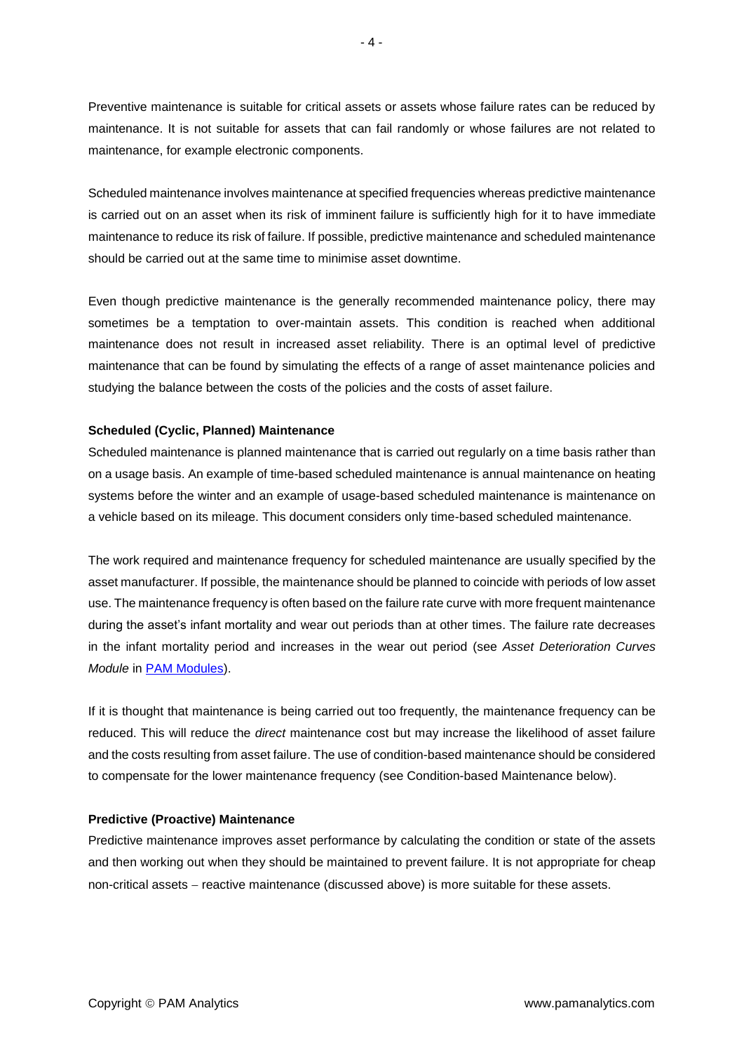Preventive maintenance is suitable for critical assets or assets whose failure rates can be reduced by maintenance. It is not suitable for assets that can fail randomly or whose failures are not related to maintenance, for example electronic components.

Scheduled maintenance involves maintenance at specified frequencies whereas predictive maintenance is carried out on an asset when its risk of imminent failure is sufficiently high for it to have immediate maintenance to reduce its risk of failure. If possible, predictive maintenance and scheduled maintenance should be carried out at the same time to minimise asset downtime.

Even though predictive maintenance is the generally recommended maintenance policy, there may sometimes be a temptation to over-maintain assets. This condition is reached when additional maintenance does not result in increased asset reliability. There is an optimal level of predictive maintenance that can be found by simulating the effects of a range of asset maintenance policies and studying the balance between the costs of the policies and the costs of asset failure.

**Scheduled (Cyclic, Planned) Maintenance**

Scheduled maintenance is planned maintenance that is carried out regularly on a time basis rather than on a usage basis. An example of time-based scheduled maintenance is annual maintenance on heating systems before the winter and an example of usage-based scheduled maintenance is maintenance on a vehicle based on its mileage. This document considers only time-based scheduled maintenance.

The work required and maintenance frequency for scheduled maintenance are usually specified by the asset manufacturer. If possible, the maintenance should be planned to coincide with periods of low asset use. The maintenance frequency is often based on the failure rate curve with more frequent maintenance during the asset's infant mortality and wear out periods than at other times. The failure rate decreases in the infant mortality period and increases in the wear out period (see *Asset Deterioration Curves Module* in PAM Modules).

If it is thought that maintenance is being carried out too frequently, the maintenance frequency can be reduced. This will reduce the *direct* maintenance cost but may increase the likelihood of asset failure and the costs resulting from asset failure. The use of condition-based maintenance should be considered to compensate for the lower maintenance frequency (see Condition-based Maintenance below).

**Predictive (Proactive) Maintenance**

Predictive maintenance improves asset performance by calculating the condition or state of the assets and then working out when they should be maintained to prevent failure. It is not appropriate for cheap non-critical assets − reactive maintenance (discussed above) is more suitable for these assets.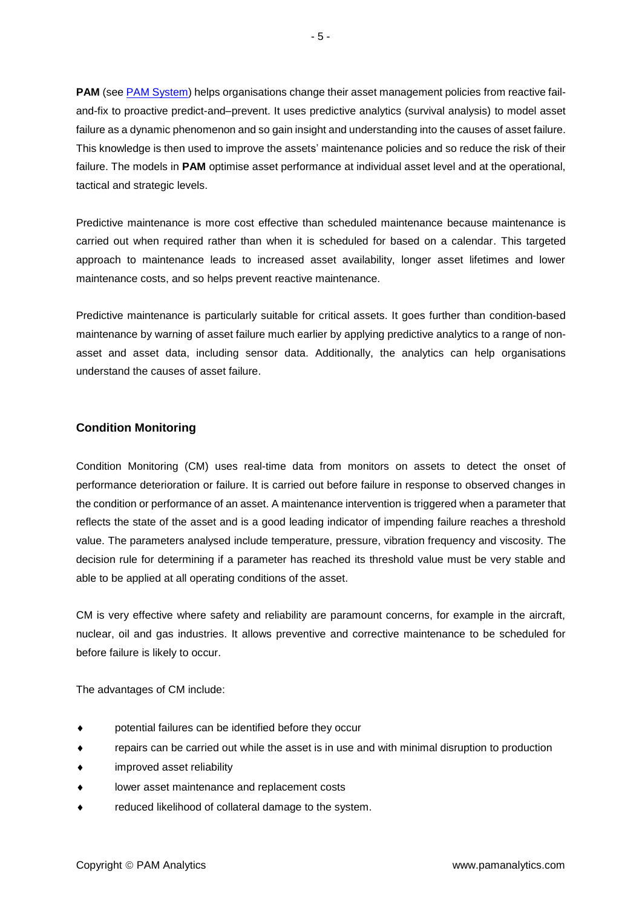**PAM** (see [PAM System]) helps organisations change their asset management policies from reactive fail-and-fix to proactive predict-and–prevent. It uses predictive analytics (survival analysis) to model asset failure as a dynamic phenomenon and so gain insight and understanding into the causes of asset failure. This knowledge is then used to improve the assets' maintenance policies and so reduce the risk of their failure. The models in **PAM** optimise asset performance at individual asset level and at the operational, tactical and strategic levels.

Predictive maintenance is more cost effective than scheduled maintenance because maintenance is carried out when required rather than when it is scheduled for based on a calendar. This targeted approach to maintenance leads to increased asset availability, longer asset lifetimes and lower maintenance costs, and so helps prevent reactive maintenance.

Predictive maintenance is particularly suitable for critical assets. It goes further than condition-based maintenance by warning of asset failure much earlier by applying predictive analytics to a range of non-asset and asset data, including sensor data. Additionally, the analytics can help organisations understand the causes of asset failure.

## Condition Monitoring

Condition Monitoring (CM) uses real-time data from monitors on assets to detect the onset of performance deterioration or failure. It is carried out before failure in response to observed changes in the condition or performance of an asset. A maintenance intervention is triggered when a parameter that reflects the state of the asset and is a good leading indicator of impending failure reaches a threshold value. The parameters analysed include temperature, pressure, vibration frequency and viscosity. The decision rule for determining if a parameter has reached its threshold value must be very stable and able to be applied at all operating conditions of the asset.

CM is very effective where safety and reliability are paramount concerns, for example in the aircraft, nuclear, oil and gas industries. It allows preventive and corrective maintenance to be scheduled for before failure is likely to occur.

The advantages of CM include:

- potential failures can be identified before they occur
- repairs can be carried out while the asset is in use and with minimal disruption to production
- improved asset reliability
- lower asset maintenance and replacement costs
- reduced likelihood of collateral damage to the system.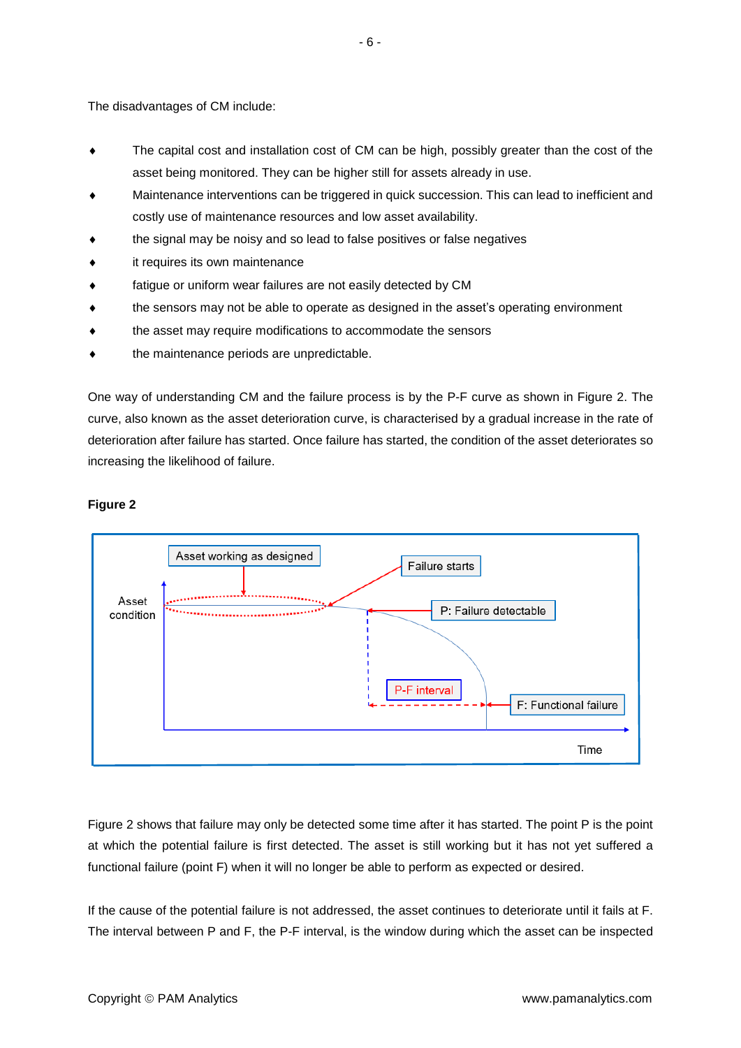The disadvantages of CM include:

- The capital cost and installation cost of CM can be high, possibly greater than the cost of the asset being monitored. They can be higher still for assets already in use.
- Maintenance interventions can be triggered in quick succession. This can lead to inefficient and costly use of maintenance resources and low asset availability.
- the signal may be noisy and so lead to false positives or false negatives
- it requires its own maintenance
- fatigue or uniform wear failures are not easily detected by CM
- the sensors may not be able to operate as designed in the asset's operating environment
- the asset may require modifications to accommodate the sensors
- the maintenance periods are unpredictable.

One way of understanding CM and the failure process is by the P-F curve as shown in Figure 2. The curve, also known as the asset deterioration curve, is characterised by a gradual increase in the rate of deterioration after failure has started. Once failure has started, the condition of the asset deteriorates so increasing the likelihood of failure.

**Figure 2**

Asset working as designed

Failure starts

Asset condition

P: Failure detectable

P-F interval

F: Functional failure

Time

Figure 2 shows that failure may only be detected some time after it has started. The point P is the point at which the potential failure is first detected. The asset is still working but it has not yet suffered a functional failure (point F) when it will no longer be able to perform as expected or desired.

If the cause of the potential failure is not addressed, the asset continues to deteriorate until it fails at F. The interval between P and F, the P-F interval, is the window during which the asset can be inspected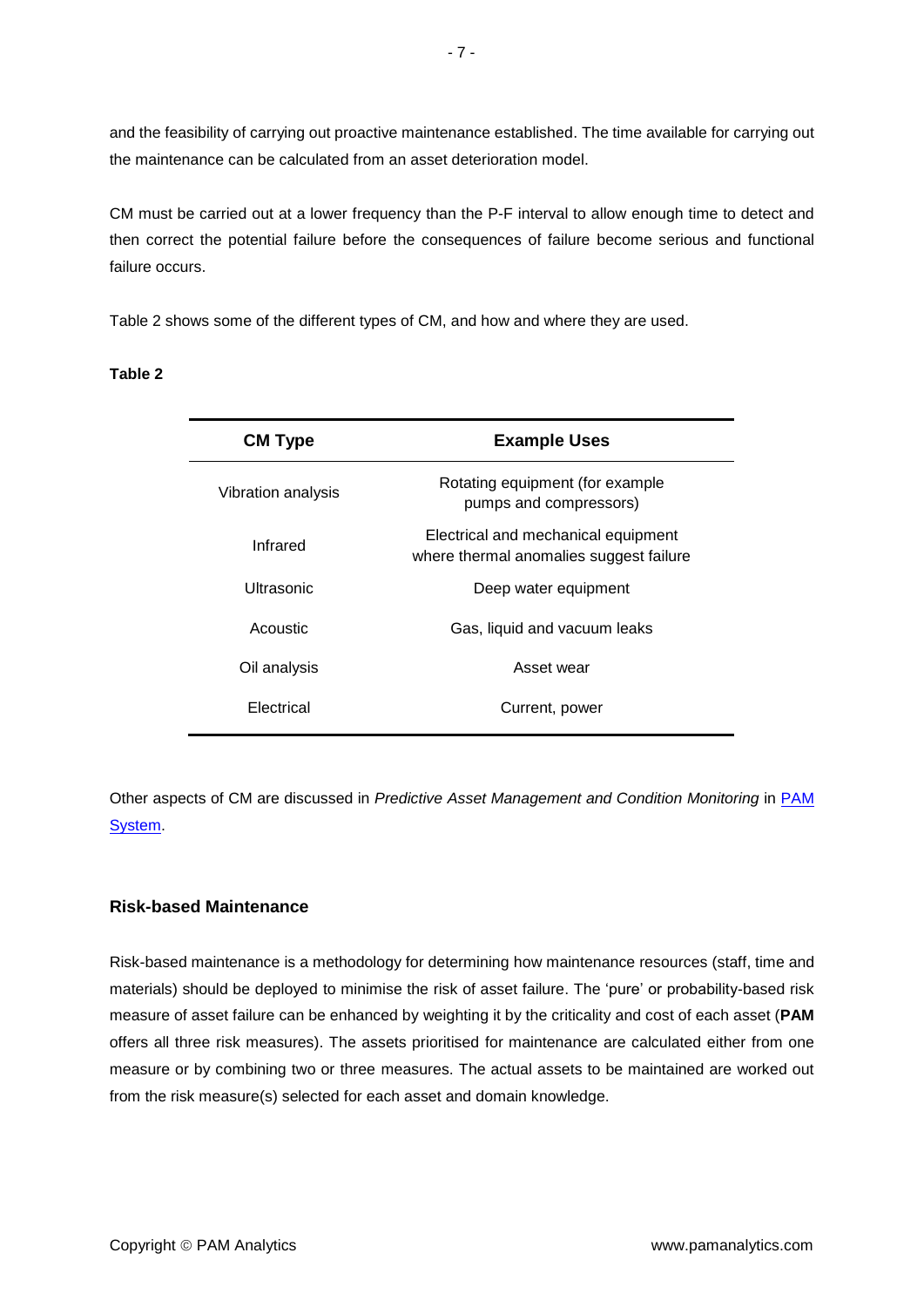and the feasibility of carrying out proactive maintenance established. The time available for carrying out the maintenance can be calculated from an asset deterioration model.

CM must be carried out at a lower frequency than the P-F interval to allow enough time to detect and then correct the potential failure before the consequences of failure become serious and functional failure occurs.

Table 2 shows some of the different types of CM, and how and where they are used.

**Table 2**

| CM Type | Example Uses |
| --- | --- |
| Vibration analysis | Rotating equipment (for example pumps and compressors) |
| Infrared | Electrical and mechanical equipment where thermal anomalies suggest failure |
| Ultrasonic | Deep water equipment |
| Acoustic | Gas, liquid and vacuum leaks |
| Oil analysis | Asset wear |
| Electrical | Current, power |

Other aspects of CM are discussed in *Predictive Asset Management and Condition Monitoring* in PAM System.

### Risk-based Maintenance

Risk-based maintenance is a methodology for determining how maintenance resources (staff, time and materials) should be deployed to minimise the risk of asset failure. The 'pure' or probability-based risk measure of asset failure can be enhanced by weighting it by the criticality and cost of each asset (**PAM** offers all three risk measures). The assets prioritised for maintenance are calculated either from one measure or by combining two or three measures. The actual assets to be maintained are worked out from the risk measure(s) selected for each asset and domain knowledge.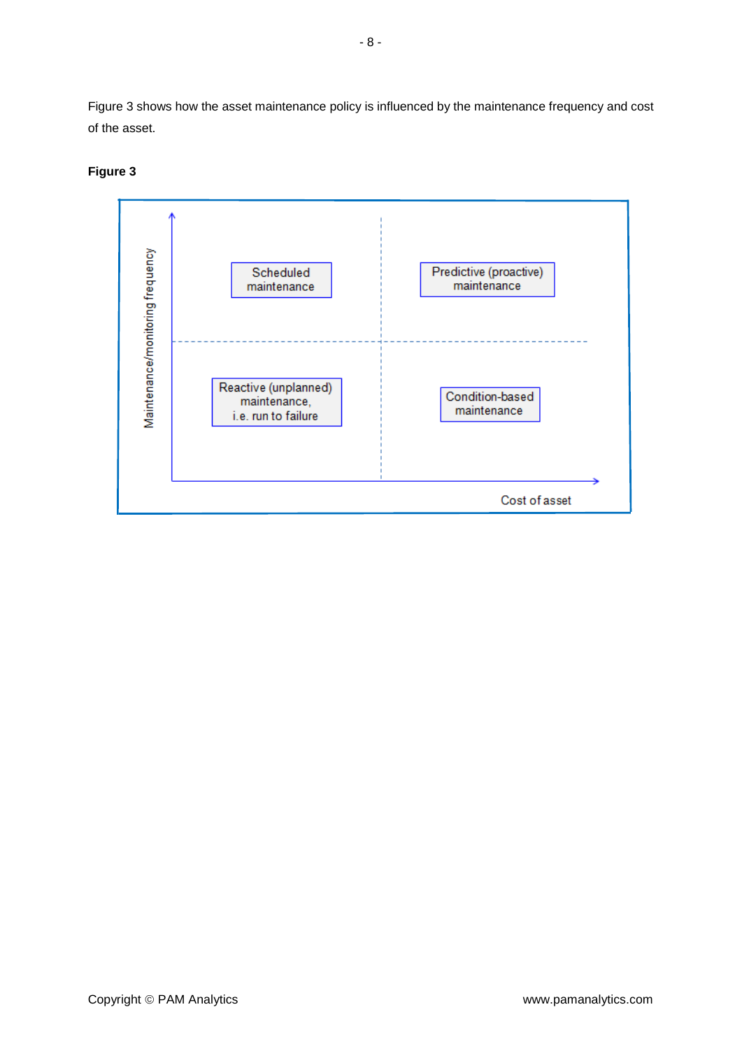Figure 3 shows how the asset maintenance policy is influenced by the maintenance frequency and cost of the asset.

**Figure 3**

Maintenance/monitoring frequency

Scheduled maintenance

Predictive (proactive) maintenance

Reactive (unplanned) maintenance, i.e. run to failure

Condition-based maintenance

Cost of asset